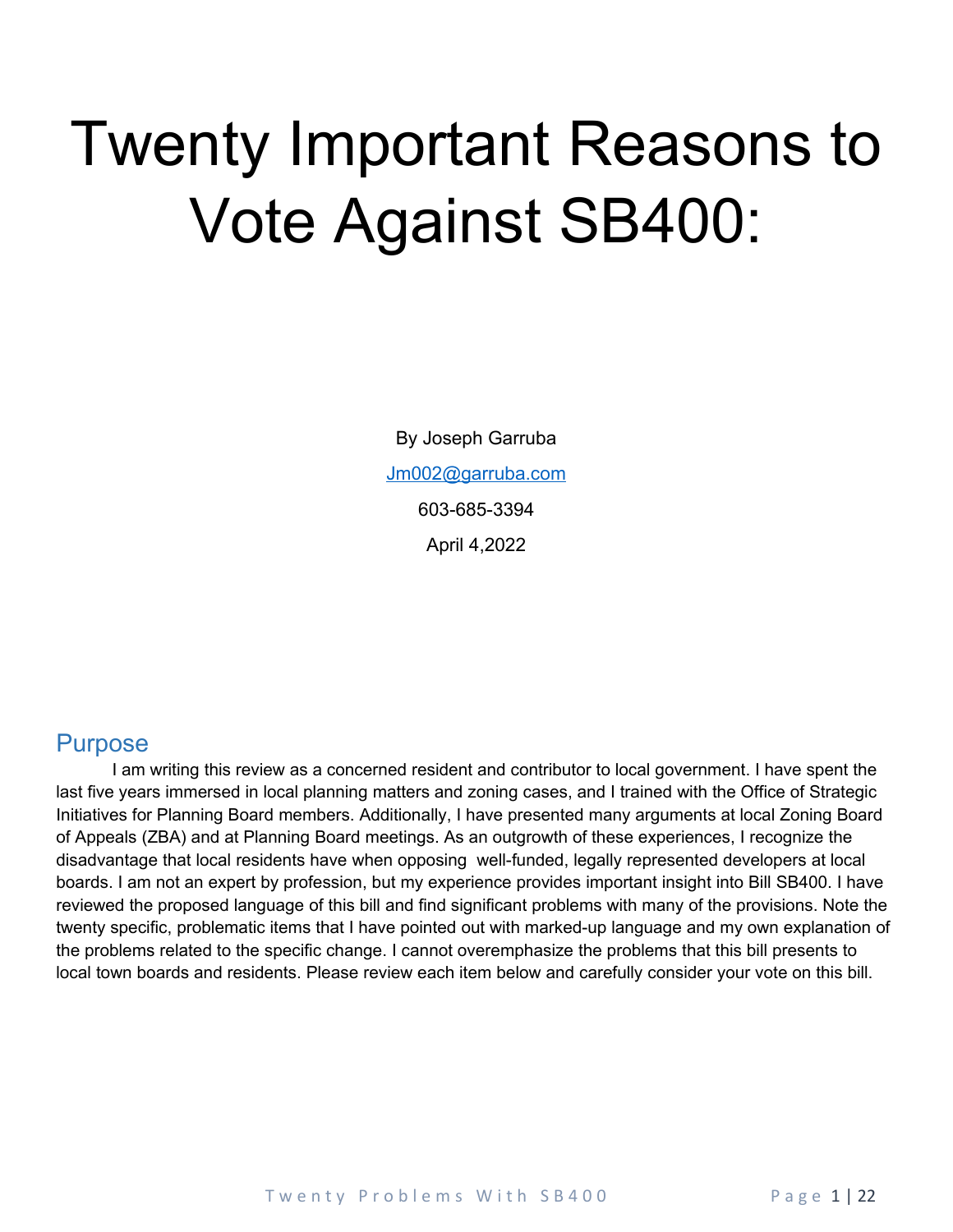# Twenty Important Reasons to Vote Against SB400:

By Joseph Garruba

Jm002@garruba.com

603-685-3394

April 4,2022

## Purpose

I am writing this review as a concerned resident and contributor to local government. I have spent the last five years immersed in local planning matters and zoning cases, and I trained with the Office of Strategic Initiatives for Planning Board members. Additionally, I have presented many arguments at local Zoning Board of Appeals (ZBA) and at Planning Board meetings. As an outgrowth of these experiences, I recognize the disadvantage that local residents have when opposing well-funded, legally represented developers at local boards. I am not an expert by profession, but my experience provides important insight into Bill SB400. I have reviewed the proposed language of this bill and find significant problems with many of the provisions. Note the twenty specific, problematic items that I have pointed out with marked-up language and my own explanation of the problems related to the specific change. I cannot overemphasize the problems that this bill presents to local town boards and residents. Please review each item below and carefully consider your vote on this bill.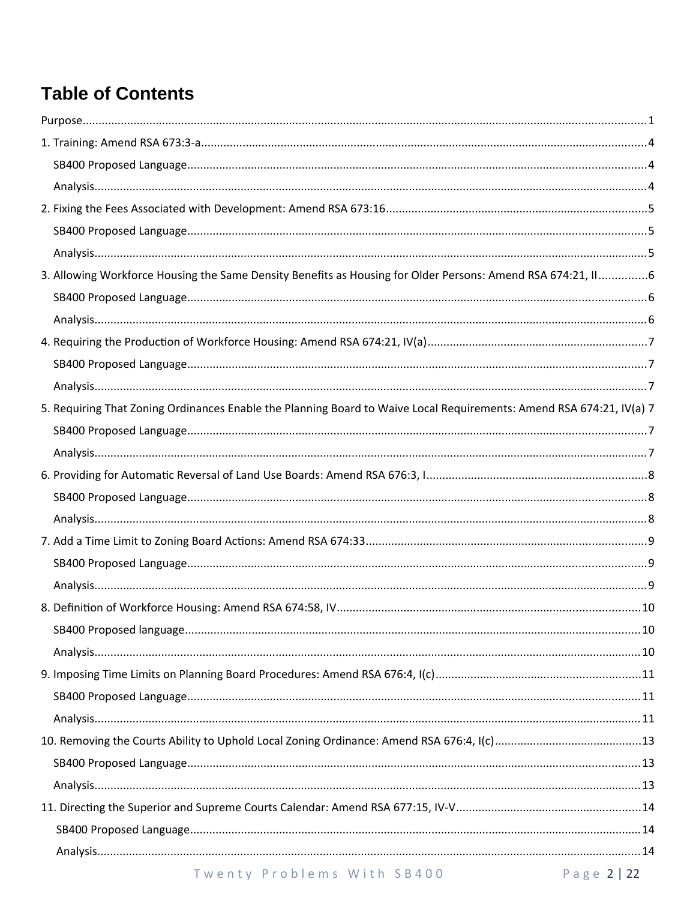# Table of Contents

Purpose......................................................................................................................................................................1

1. Training: Amend RSA 673:3-a.............................................................................................................................4
   - SB400 Proposed Language..............................................................................................................................4
   - Analysis..........................................................................................................................................................4
2. Fixing the Fees Associated with Development: Amend RSA 673:16.................................................................5
   - SB400 Proposed Language..............................................................................................................................5
   - Analysis..........................................................................................................................................................5
3. Allowing Workforce Housing the Same Density Benefits as Housing for Older Persons: Amend RSA 674:21, II...............6
   - SB400 Proposed Language..............................................................................................................................6
   - Analysis..........................................................................................................................................................6
4. Requiring the Production of Workforce Housing: Amend RSA 674:21, IV(a)....................................................7
   - SB400 Proposed Language..............................................................................................................................7
   - Analysis..........................................................................................................................................................7
5. Requiring That Zoning Ordinances Enable the Planning Board to Waive Local Requirements: Amend RSA 674:21, IV(a) 7
   - SB400 Proposed Language..............................................................................................................................7
   - Analysis..........................................................................................................................................................7
6. Providing for Automatic Reversal of Land Use Boards: Amend RSA 676:3, I.....................................................8
   - SB400 Proposed Language..............................................................................................................................8
   - Analysis..........................................................................................................................................................8
7. Add a Time Limit to Zoning Board Actions: Amend RSA 674:33.......................................................................9
   - SB400 Proposed Language..............................................................................................................................9
   - Analysis..........................................................................................................................................................9
8. Definition of Workforce Housing: Amend RSA 674:58, IV..............................................................................10
   - SB400 Proposed language.............................................................................................................................10
   - Analysis.........................................................................................................................................................10
9. Imposing Time Limits on Planning Board Procedures: Amend RSA 676:4, I(c)................................................11
   - SB400 Proposed Language.............................................................................................................................11
   - Analysis.........................................................................................................................................................11
10. Removing the Courts Ability to Uphold Local Zoning Ordinance: Amend RSA 676:4, I(c).............................13
    - SB400 Proposed Language.............................................................................................................................13
    - Analysis.........................................................................................................................................................13
11. Directing the Superior and Supreme Courts Calendar: Amend RSA 677:15, IV-V..........................................14
    - SB400 Proposed Language.............................................................................................................................14
    - Analysis.........................................................................................................................................................14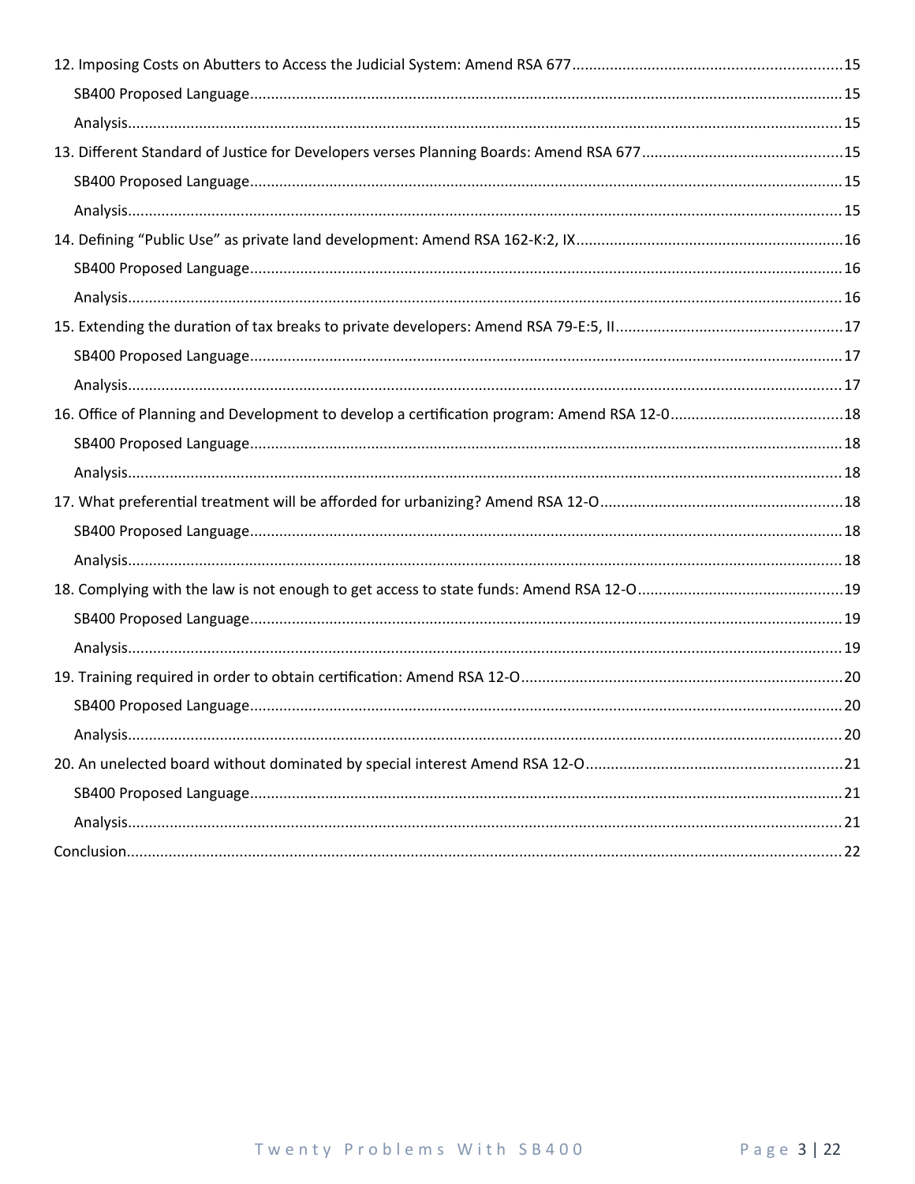12. Imposing Costs on Abutters to Access the Judicial System: Amend RSA 677 .......... 15
    - SB400 Proposed Language .......... 15
    - Analysis .......... 15

13. Different Standard of Justice for Developers verses Planning Boards: Amend RSA 677 .......... 15
    - SB400 Proposed Language .......... 15
    - Analysis .......... 15

14. Defining "Public Use" as private land development: Amend RSA 162-K:2, IX .......... 16
    - SB400 Proposed Language .......... 16
    - Analysis .......... 16

15. Extending the duration of tax breaks to private developers: Amend RSA 79-E:5, II .......... 17
    - SB400 Proposed Language .......... 17
    - Analysis .......... 17

16. Office of Planning and Development to develop a certification program: Amend RSA 12-0 .......... 18
    - SB400 Proposed Language .......... 18
    - Analysis .......... 18

17. What preferential treatment will be afforded for urbanizing? Amend RSA 12-O .......... 18
    - SB400 Proposed Language .......... 18
    - Analysis .......... 18

18. Complying with the law is not enough to get access to state funds: Amend RSA 12-O .......... 19
    - SB400 Proposed Language .......... 19
    - Analysis .......... 19

19. Training required in order to obtain certification: Amend RSA 12-O .......... 20
    - SB400 Proposed Language .......... 20
    - Analysis .......... 20

20. An unelected board without dominated by special interest Amend RSA 12-O .......... 21
    - SB400 Proposed Language .......... 21
    - Analysis .......... 21

Conclusion .......... 22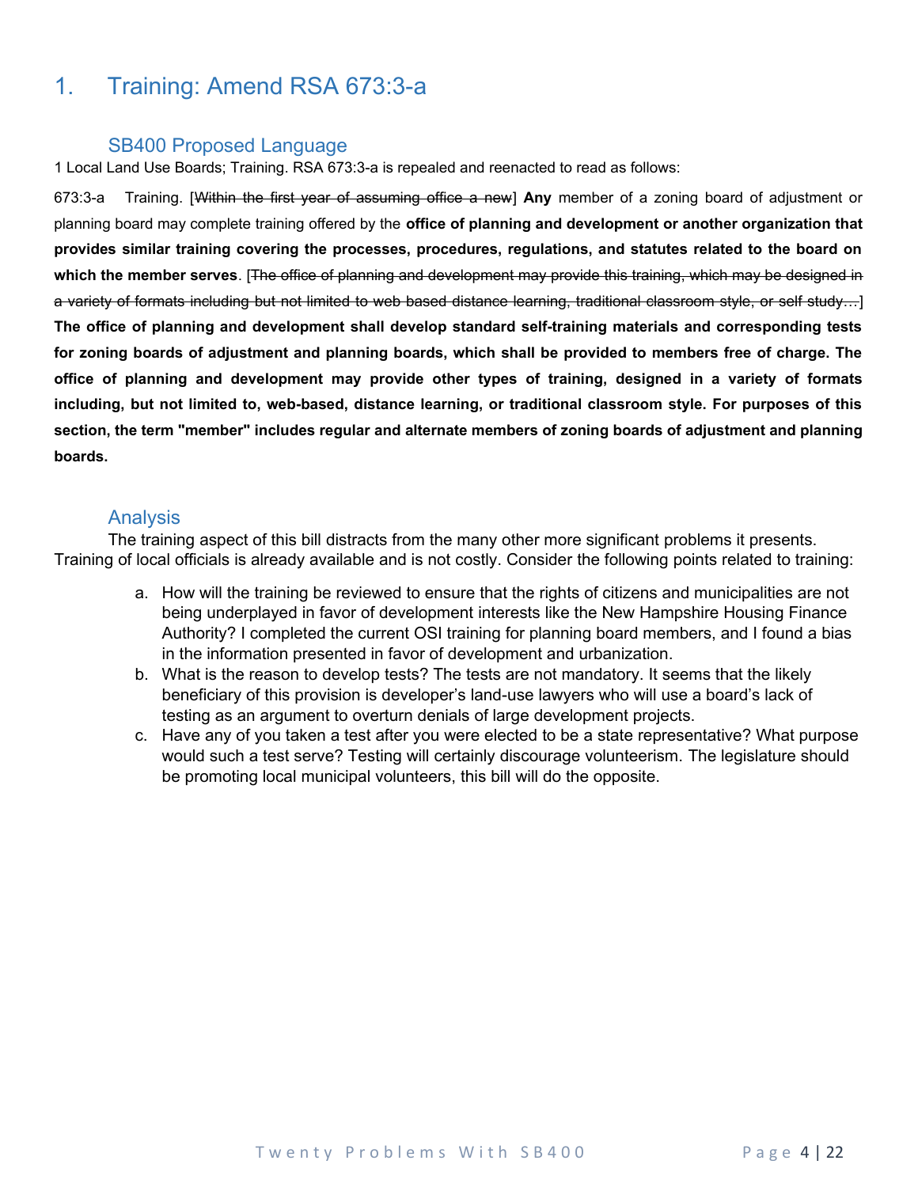# 1. Training: Amend RSA 673:3-a

## SB400 Proposed Language

1 Local Land Use Boards; Training. RSA 673:3-a is repealed and reenacted to read as follows:

673:3-a Training. [~~Within the first year of assuming office a new~~] **Any** member of a zoning board of adjustment or planning board may complete training offered by the **office of planning and development or another organization that provides similar training covering the processes, procedures, regulations, and statutes related to the board on which the member serves**. [~~The office of planning and development may provide this training, which may be designed in a variety of formats including but not limited to web based distance learning, traditional classroom style, or self study…~~] **The office of planning and development shall develop standard self-training materials and corresponding tests for zoning boards of adjustment and planning boards, which shall be provided to members free of charge. The office of planning and development may provide other types of training, designed in a variety of formats including, but not limited to, web-based, distance learning, or traditional classroom style. For purposes of this section, the term "member" includes regular and alternate members of zoning boards of adjustment and planning boards.**

## Analysis

The training aspect of this bill distracts from the many other more significant problems it presents. Training of local officials is already available and is not costly. Consider the following points related to training:

a. How will the training be reviewed to ensure that the rights of citizens and municipalities are not being underplayed in favor of development interests like the New Hampshire Housing Finance Authority? I completed the current OSI training for planning board members, and I found a bias in the information presented in favor of development and urbanization.
b. What is the reason to develop tests? The tests are not mandatory. It seems that the likely beneficiary of this provision is developer's land-use lawyers who will use a board's lack of testing as an argument to overturn denials of large development projects.
c. Have any of you taken a test after you were elected to be a state representative? What purpose would such a test serve? Testing will certainly discourage volunteerism. The legislature should be promoting local municipal volunteers, this bill will do the opposite.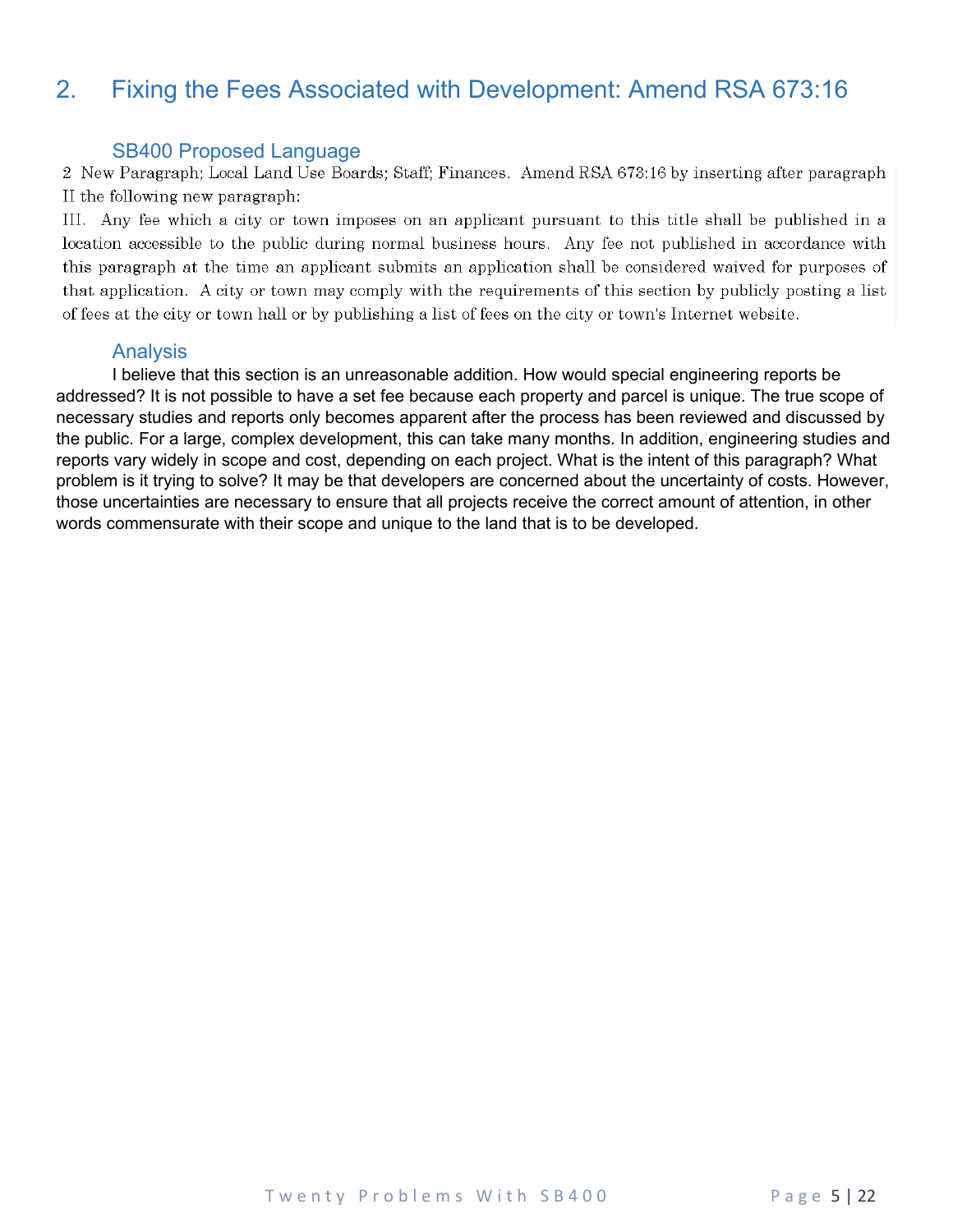## 2. Fixing the Fees Associated with Development: Amend RSA 673:16

### SB400 Proposed Language

2 New Paragraph; Local Land Use Boards; Staff; Finances. Amend RSA 673:16 by inserting after paragraph II the following new paragraph:

III. Any fee which a city or town imposes on an applicant pursuant to this title shall be published in a location accessible to the public during normal business hours. Any fee not published in accordance with this paragraph at the time an applicant submits an application shall be considered waived for purposes of that application. A city or town may comply with the requirements of this section by publicly posting a list of fees at the city or town hall or by publishing a list of fees on the city or town's Internet website.

### Analysis

I believe that this section is an unreasonable addition. How would special engineering reports be addressed? It is not possible to have a set fee because each property and parcel is unique. The true scope of necessary studies and reports only becomes apparent after the process has been reviewed and discussed by the public. For a large, complex development, this can take many months. In addition, engineering studies and reports vary widely in scope and cost, depending on each project. What is the intent of this paragraph? What problem is it trying to solve? It may be that developers are concerned about the uncertainty of costs. However, those uncertainties are necessary to ensure that all projects receive the correct amount of attention, in other words commensurate with their scope and unique to the land that is to be developed.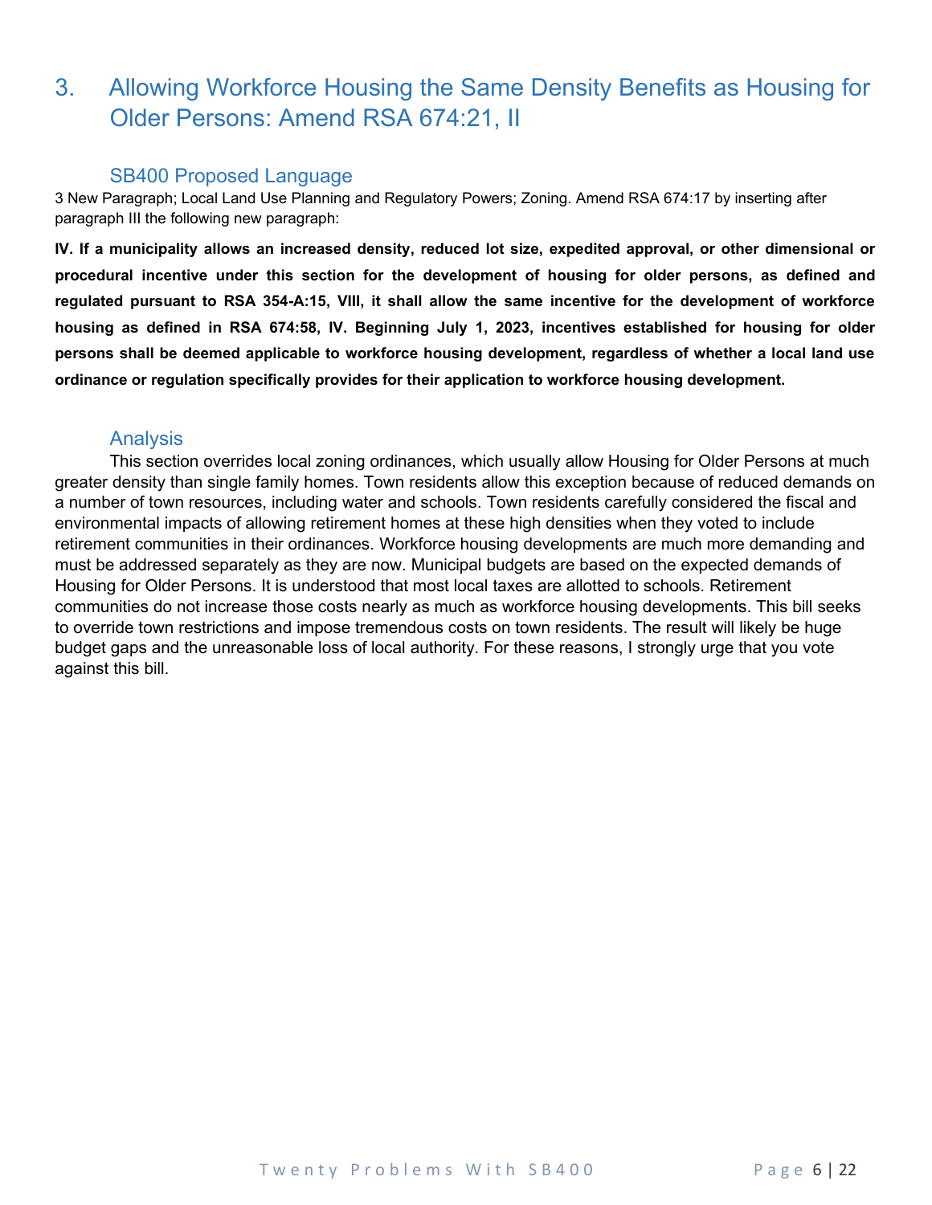# 3. Allowing Workforce Housing the Same Density Benefits as Housing for Older Persons: Amend RSA 674:21, II

## SB400 Proposed Language

3 New Paragraph; Local Land Use Planning and Regulatory Powers; Zoning. Amend RSA 674:17 by inserting after paragraph III the following new paragraph:

**IV. If a municipality allows an increased density, reduced lot size, expedited approval, or other dimensional or procedural incentive under this section for the development of housing for older persons, as defined and regulated pursuant to RSA 354-A:15, VIII, it shall allow the same incentive for the development of workforce housing as defined in RSA 674:58, IV. Beginning July 1, 2023, incentives established for housing for older persons shall be deemed applicable to workforce housing development, regardless of whether a local land use ordinance or regulation specifically provides for their application to workforce housing development.**

## Analysis

This section overrides local zoning ordinances, which usually allow Housing for Older Persons at much greater density than single family homes. Town residents allow this exception because of reduced demands on a number of town resources, including water and schools. Town residents carefully considered the fiscal and environmental impacts of allowing retirement homes at these high densities when they voted to include retirement communities in their ordinances. Workforce housing developments are much more demanding and must be addressed separately as they are now. Municipal budgets are based on the expected demands of Housing for Older Persons. It is understood that most local taxes are allotted to schools. Retirement communities do not increase those costs nearly as much as workforce housing developments. This bill seeks to override town restrictions and impose tremendous costs on town residents. The result will likely be huge budget gaps and the unreasonable loss of local authority. For these reasons, I strongly urge that you vote against this bill.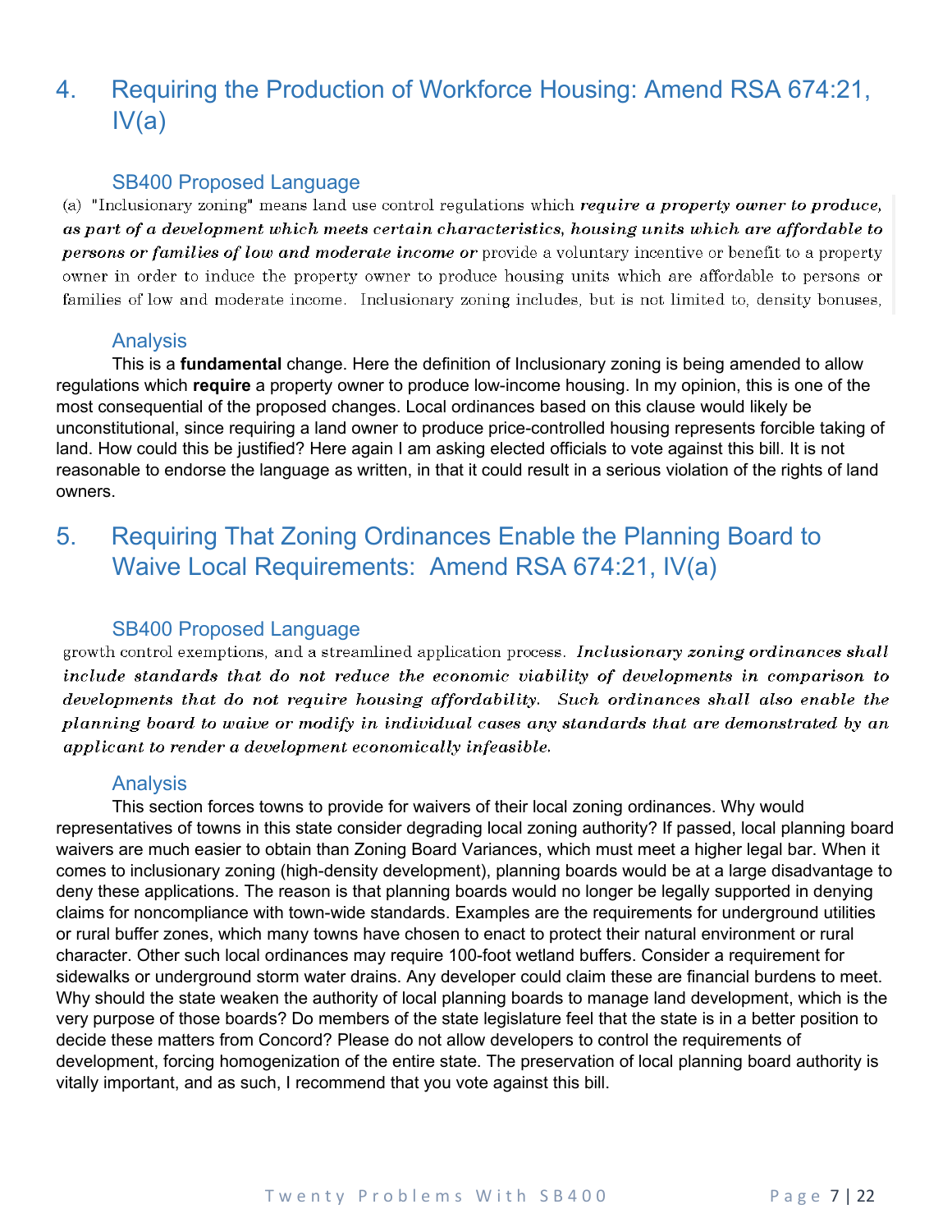## 4. Requiring the Production of Workforce Housing: Amend RSA 674:21, IV(a)

### SB400 Proposed Language

(a) "Inclusionary zoning" means land use control regulations which ***require a property owner to produce, as part of a development which meets certain characteristics, housing units which are affordable to persons or families of low and moderate income or*** provide a voluntary incentive or benefit to a property owner in order to induce the property owner to produce housing units which are affordable to persons or families of low and moderate income. Inclusionary zoning includes, but is not limited to, density bonuses,

### Analysis

This is a **fundamental** change. Here the definition of Inclusionary zoning is being amended to allow regulations which **require** a property owner to produce low-income housing. In my opinion, this is one of the most consequential of the proposed changes. Local ordinances based on this clause would likely be unconstitutional, since requiring a land owner to produce price-controlled housing represents forcible taking of land. How could this be justified? Here again I am asking elected officials to vote against this bill. It is not reasonable to endorse the language as written, in that it could result in a serious violation of the rights of land owners.

## 5. Requiring That Zoning Ordinances Enable the Planning Board to Waive Local Requirements: Amend RSA 674:21, IV(a)

### SB400 Proposed Language

growth control exemptions, and a streamlined application process. ***Inclusionary zoning ordinances shall include standards that do not reduce the economic viability of developments in comparison to developments that do not require housing affordability. Such ordinances shall also enable the planning board to waive or modify in individual cases any standards that are demonstrated by an applicant to render a development economically infeasible.***

### Analysis

This section forces towns to provide for waivers of their local zoning ordinances. Why would representatives of towns in this state consider degrading local zoning authority? If passed, local planning board waivers are much easier to obtain than Zoning Board Variances, which must meet a higher legal bar. When it comes to inclusionary zoning (high-density development), planning boards would be at a large disadvantage to deny these applications. The reason is that planning boards would no longer be legally supported in denying claims for noncompliance with town-wide standards. Examples are the requirements for underground utilities or rural buffer zones, which many towns have chosen to enact to protect their natural environment or rural character. Other such local ordinances may require 100-foot wetland buffers. Consider a requirement for sidewalks or underground storm water drains. Any developer could claim these are financial burdens to meet. Why should the state weaken the authority of local planning boards to manage land development, which is the very purpose of those boards? Do members of the state legislature feel that the state is in a better position to decide these matters from Concord? Please do not allow developers to control the requirements of development, forcing homogenization of the entire state. The preservation of local planning board authority is vitally important, and as such, I recommend that you vote against this bill.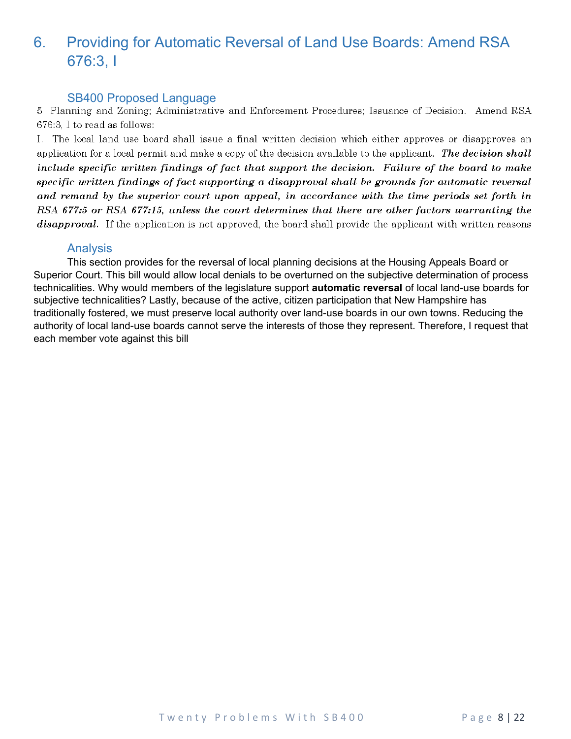## 6. Providing for Automatic Reversal of Land Use Boards: Amend RSA 676:3, I

### SB400 Proposed Language

5 Planning and Zoning; Administrative and Enforcement Procedures; Issuance of Decision. Amend RSA 676:3, I to read as follows:

I. The local land use board shall issue a final written decision which either approves or disapproves an application for a local permit and make a copy of the decision available to the applicant. ***The decision shall include specific written findings of fact that support the decision. Failure of the board to make specific written findings of fact supporting a disapproval shall be grounds for automatic reversal and remand by the superior court upon appeal, in accordance with the time periods set forth in RSA 677:5 or RSA 677:15, unless the court determines that there are other factors warranting the disapproval.*** If the application is not approved, the board shall provide the applicant with written reasons

### Analysis

This section provides for the reversal of local planning decisions at the Housing Appeals Board or Superior Court. This bill would allow local denials to be overturned on the subjective determination of process technicalities. Why would members of the legislature support **automatic reversal** of local land-use boards for subjective technicalities? Lastly, because of the active, citizen participation that New Hampshire has traditionally fostered, we must preserve local authority over land-use boards in our own towns. Reducing the authority of local land-use boards cannot serve the interests of those they represent. Therefore, I request that each member vote against this bill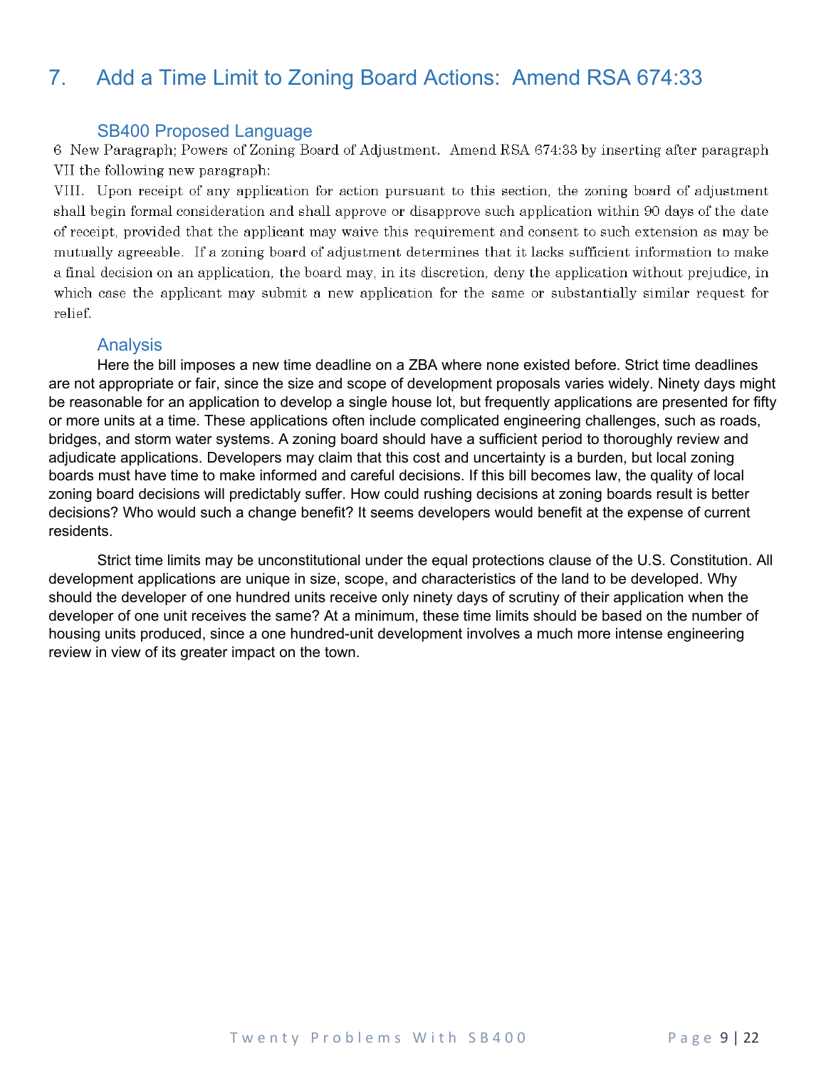## 7. Add a Time Limit to Zoning Board Actions: Amend RSA 674:33

### SB400 Proposed Language

6 New Paragraph; Powers of Zoning Board of Adjustment. Amend RSA 674:33 by inserting after paragraph VII the following new paragraph:

VIII. Upon receipt of any application for action pursuant to this section, the zoning board of adjustment shall begin formal consideration and shall approve or disapprove such application within 90 days of the date of receipt, provided that the applicant may waive this requirement and consent to such extension as may be mutually agreeable. If a zoning board of adjustment determines that it lacks sufficient information to make a final decision on an application, the board may, in its discretion, deny the application without prejudice, in which case the applicant may submit a new application for the same or substantially similar request for relief.

### Analysis

Here the bill imposes a new time deadline on a ZBA where none existed before. Strict time deadlines are not appropriate or fair, since the size and scope of development proposals varies widely. Ninety days might be reasonable for an application to develop a single house lot, but frequently applications are presented for fifty or more units at a time. These applications often include complicated engineering challenges, such as roads, bridges, and storm water systems. A zoning board should have a sufficient period to thoroughly review and adjudicate applications. Developers may claim that this cost and uncertainty is a burden, but local zoning boards must have time to make informed and careful decisions. If this bill becomes law, the quality of local zoning board decisions will predictably suffer. How could rushing decisions at zoning boards result is better decisions? Who would such a change benefit? It seems developers would benefit at the expense of current residents.

Strict time limits may be unconstitutional under the equal protections clause of the U.S. Constitution. All development applications are unique in size, scope, and characteristics of the land to be developed. Why should the developer of one hundred units receive only ninety days of scrutiny of their application when the developer of one unit receives the same? At a minimum, these time limits should be based on the number of housing units produced, since a one hundred-unit development involves a much more intense engineering review in view of its greater impact on the town.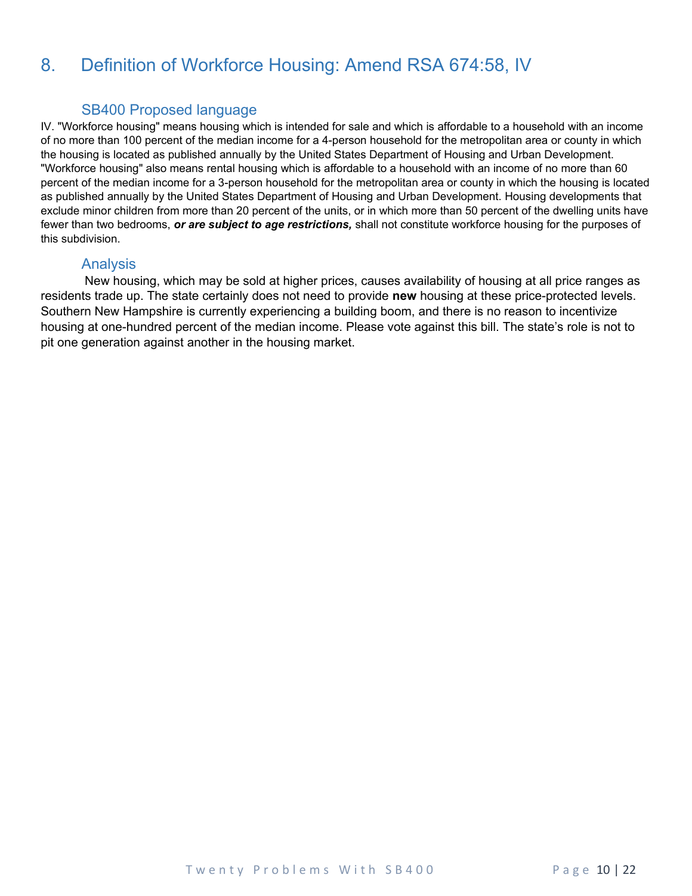## 8. Definition of Workforce Housing: Amend RSA 674:58, IV

### SB400 Proposed language

IV. "Workforce housing" means housing which is intended for sale and which is affordable to a household with an income of no more than 100 percent of the median income for a 4-person household for the metropolitan area or county in which the housing is located as published annually by the United States Department of Housing and Urban Development. "Workforce housing" also means rental housing which is affordable to a household with an income of no more than 60 percent of the median income for a 3-person household for the metropolitan area or county in which the housing is located as published annually by the United States Department of Housing and Urban Development. Housing developments that exclude minor children from more than 20 percent of the units, or in which more than 50 percent of the dwelling units have fewer than two bedrooms, ***or are subject to age restrictions,*** shall not constitute workforce housing for the purposes of this subdivision.

### Analysis

New housing, which may be sold at higher prices, causes availability of housing at all price ranges as residents trade up. The state certainly does not need to provide **new** housing at these price-protected levels. Southern New Hampshire is currently experiencing a building boom, and there is no reason to incentivize housing at one-hundred percent of the median income. Please vote against this bill. The state's role is not to pit one generation against another in the housing market.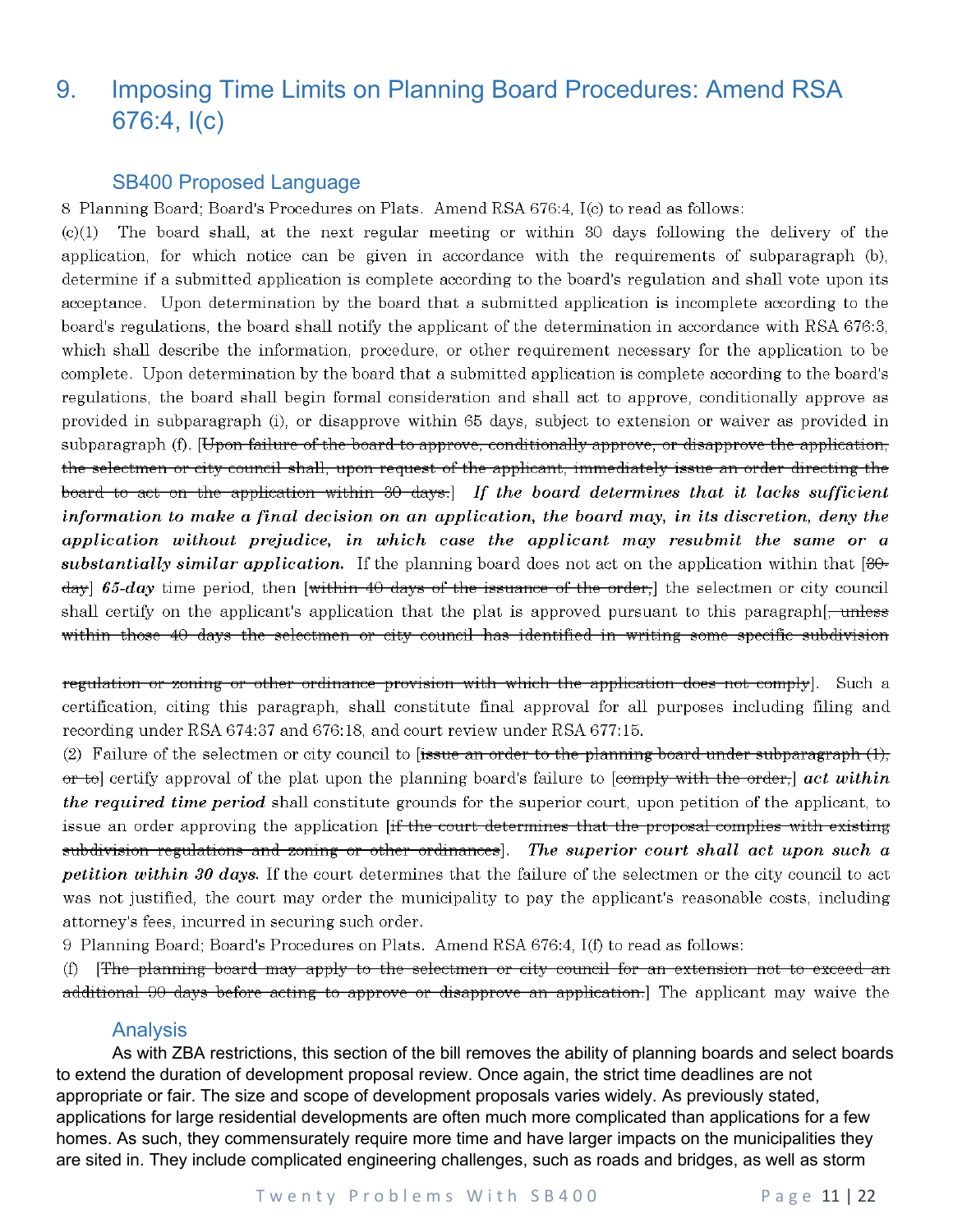# 9. Imposing Time Limits on Planning Board Procedures: Amend RSA 676:4, I(c)

## SB400 Proposed Language

8 Planning Board; Board's Procedures on Plats. Amend RSA 676:4, I(c) to read as follows:

(c)(1) The board shall, at the next regular meeting or within 30 days following the delivery of the application, for which notice can be given in accordance with the requirements of subparagraph (b), determine if a submitted application is complete according to the board's regulation and shall vote upon its acceptance. Upon determination by the board that a submitted application is incomplete according to the board's regulations, the board shall notify the applicant of the determination in accordance with RSA 676:3, which shall describe the information, procedure, or other requirement necessary for the application to be complete. Upon determination by the board that a submitted application is complete according to the board's regulations, the board shall begin formal consideration and shall act to approve, conditionally approve as provided in subparagraph (i), or disapprove within 65 days, subject to extension or waiver as provided in subparagraph (f). [~~Upon failure of the board to approve, conditionally approve, or disapprove the application, the selectmen or city council shall, upon request of the applicant, immediately issue an order directing the board to act on the application within 30 days.~~] ***If the board determines that it lacks sufficient information to make a final decision on an application, the board may, in its discretion, deny the application without prejudice, in which case the applicant may resubmit the same or a substantially similar application.*** If the planning board does not act on the application within that [~~30-day~~] ***65-day*** time period, then [~~within 40 days of the issuance of the order,~~] the selectmen or city council shall certify on the applicant's application that the plat is approved pursuant to this paragraph[~~, unless within those 40 days the selectmen or city council has identified in writing some specific subdivision regulation or zoning or other ordinance provision with which the application does not comply~~]. Such a certification, citing this paragraph, shall constitute final approval for all purposes including filing and recording under RSA 674:37 and 676:18, and court review under RSA 677:15.

(2) Failure of the selectmen or city council to [~~issue an order to the planning board under subparagraph (1), or to~~] certify approval of the plat upon the planning board's failure to [~~comply with the order,~~] ***act within the required time period*** shall constitute grounds for the superior court, upon petition of the applicant, to issue an order approving the application [~~if the court determines that the proposal complies with existing subdivision regulations and zoning or other ordinances~~]. ***The superior court shall act upon such a petition within 30 days.*** If the court determines that the failure of the selectmen or the city council to act was not justified, the court may order the municipality to pay the applicant's reasonable costs, including attorney's fees, incurred in securing such order.

9 Planning Board; Board's Procedures on Plats. Amend RSA 676:4, I(f) to read as follows:

(f) [~~The planning board may apply to the selectmen or city council for an extension not to exceed an additional 90 days before acting to approve or disapprove an application.~~] The applicant may waive the

## Analysis

As with ZBA restrictions, this section of the bill removes the ability of planning boards and select boards to extend the duration of development proposal review. Once again, the strict time deadlines are not appropriate or fair. The size and scope of development proposals varies widely. As previously stated, applications for large residential developments are often much more complicated than applications for a few homes. As such, they commensurately require more time and have larger impacts on the municipalities they are sited in. They include complicated engineering challenges, such as roads and bridges, as well as storm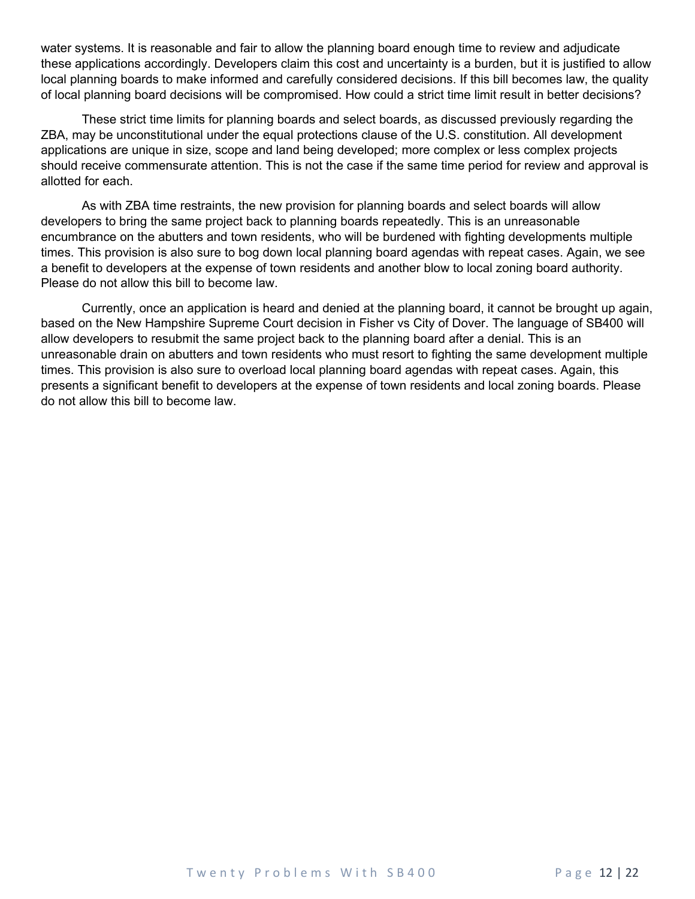water systems. It is reasonable and fair to allow the planning board enough time to review and adjudicate these applications accordingly. Developers claim this cost and uncertainty is a burden, but it is justified to allow local planning boards to make informed and carefully considered decisions. If this bill becomes law, the quality of local planning board decisions will be compromised. How could a strict time limit result in better decisions?

These strict time limits for planning boards and select boards, as discussed previously regarding the ZBA, may be unconstitutional under the equal protections clause of the U.S. constitution. All development applications are unique in size, scope and land being developed; more complex or less complex projects should receive commensurate attention. This is not the case if the same time period for review and approval is allotted for each.

As with ZBA time restraints, the new provision for planning boards and select boards will allow developers to bring the same project back to planning boards repeatedly. This is an unreasonable encumbrance on the abutters and town residents, who will be burdened with fighting developments multiple times. This provision is also sure to bog down local planning board agendas with repeat cases. Again, we see a benefit to developers at the expense of town residents and another blow to local zoning board authority. Please do not allow this bill to become law.

Currently, once an application is heard and denied at the planning board, it cannot be brought up again, based on the New Hampshire Supreme Court decision in Fisher vs City of Dover. The language of SB400 will allow developers to resubmit the same project back to the planning board after a denial. This is an unreasonable drain on abutters and town residents who must resort to fighting the same development multiple times. This provision is also sure to overload local planning board agendas with repeat cases. Again, this presents a significant benefit to developers at the expense of town residents and local zoning boards. Please do not allow this bill to become law.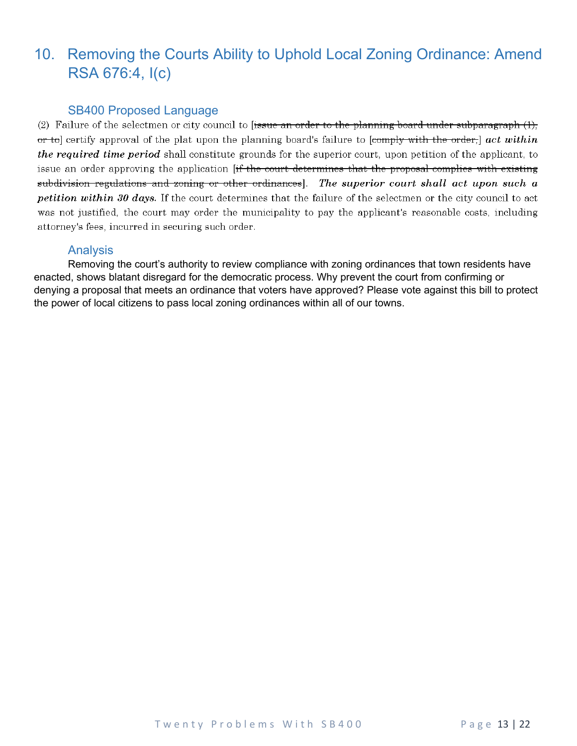## 10. Removing the Courts Ability to Uphold Local Zoning Ordinance: Amend RSA 676:4, I(c)

### SB400 Proposed Language

(2) Failure of the selectmen or city council to [~~issue an order to the planning board under subparagraph (1), or to~~] certify approval of the plat upon the planning board's failure to [~~comply with the order,~~] ***act within the required time period*** shall constitute grounds for the superior court, upon petition of the applicant, to issue an order approving the application [~~if the court determines that the proposal complies with existing subdivision regulations and zoning or other ordinances~~]. ***The superior court shall act upon such a petition within 30 days.*** If the court determines that the failure of the selectmen or the city council to act was not justified, the court may order the municipality to pay the applicant's reasonable costs, including attorney's fees, incurred in securing such order.

### Analysis

Removing the court's authority to review compliance with zoning ordinances that town residents have enacted, shows blatant disregard for the democratic process. Why prevent the court from confirming or denying a proposal that meets an ordinance that voters have approved? Please vote against this bill to protect the power of local citizens to pass local zoning ordinances within all of our towns.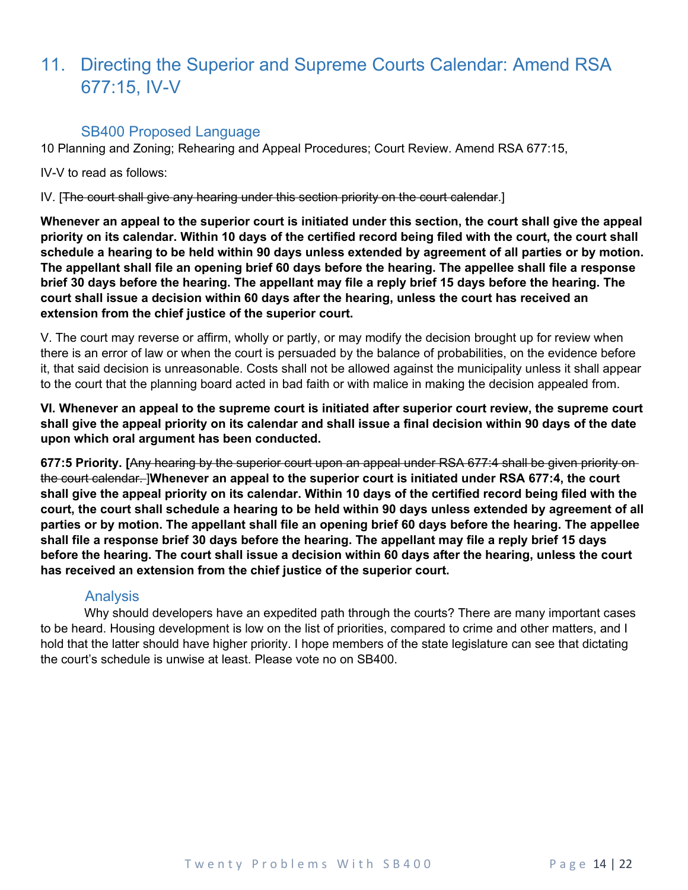## 11. Directing the Superior and Supreme Courts Calendar: Amend RSA 677:15, IV-V

### SB400 Proposed Language

10 Planning and Zoning; Rehearing and Appeal Procedures; Court Review. Amend RSA 677:15,

IV-V to read as follows:

IV. [~~The court shall give any hearing under this section priority on the court calendar.~~]

**Whenever an appeal to the superior court is initiated under this section, the court shall give the appeal priority on its calendar. Within 10 days of the certified record being filed with the court, the court shall schedule a hearing to be held within 90 days unless extended by agreement of all parties or by motion. The appellant shall file an opening brief 60 days before the hearing. The appellee shall file a response brief 30 days before the hearing. The appellant may file a reply brief 15 days before the hearing. The court shall issue a decision within 60 days after the hearing, unless the court has received an extension from the chief justice of the superior court.**

V. The court may reverse or affirm, wholly or partly, or may modify the decision brought up for review when there is an error of law or when the court is persuaded by the balance of probabilities, on the evidence before it, that said decision is unreasonable. Costs shall not be allowed against the municipality unless it shall appear to the court that the planning board acted in bad faith or with malice in making the decision appealed from.

**VI. Whenever an appeal to the supreme court is initiated after superior court review, the supreme court shall give the appeal priority on its calendar and shall issue a final decision within 90 days of the date upon which oral argument has been conducted.**

**677:5 Priority. [**~~Any hearing by the superior court upon an appeal under RSA 677:4 shall be given priority on the court calendar.~~ ]**Whenever an appeal to the superior court is initiated under RSA 677:4, the court shall give the appeal priority on its calendar. Within 10 days of the certified record being filed with the court, the court shall schedule a hearing to be held within 90 days unless extended by agreement of all parties or by motion. The appellant shall file an opening brief 60 days before the hearing. The appellee shall file a response brief 30 days before the hearing. The appellant may file a reply brief 15 days before the hearing. The court shall issue a decision within 60 days after the hearing, unless the court has received an extension from the chief justice of the superior court.**

### Analysis

Why should developers have an expedited path through the courts? There are many important cases to be heard. Housing development is low on the list of priorities, compared to crime and other matters, and I hold that the latter should have higher priority. I hope members of the state legislature can see that dictating the court's schedule is unwise at least. Please vote no on SB400.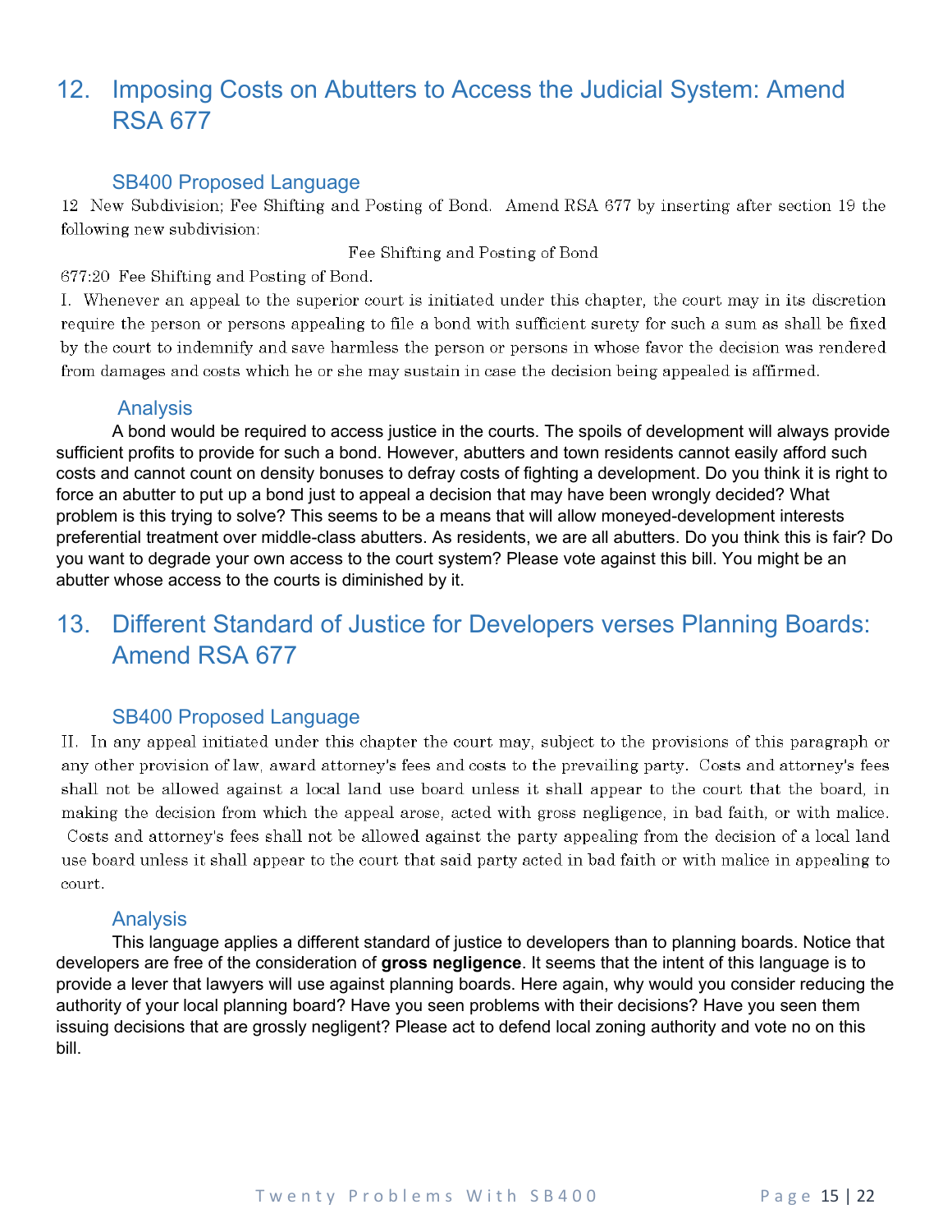## 12. Imposing Costs on Abutters to Access the Judicial System: Amend RSA 677

### SB400 Proposed Language

12 New Subdivision; Fee Shifting and Posting of Bond. Amend RSA 677 by inserting after section 19 the following new subdivision:

Fee Shifting and Posting of Bond

677:20 Fee Shifting and Posting of Bond.

I. Whenever an appeal to the superior court is initiated under this chapter, the court may in its discretion require the person or persons appealing to file a bond with sufficient surety for such a sum as shall be fixed by the court to indemnify and save harmless the person or persons in whose favor the decision was rendered from damages and costs which he or she may sustain in case the decision being appealed is affirmed.

### Analysis

A bond would be required to access justice in the courts. The spoils of development will always provide sufficient profits to provide for such a bond. However, abutters and town residents cannot easily afford such costs and cannot count on density bonuses to defray costs of fighting a development. Do you think it is right to force an abutter to put up a bond just to appeal a decision that may have been wrongly decided? What problem is this trying to solve? This seems to be a means that will allow moneyed-development interests preferential treatment over middle-class abutters. As residents, we are all abutters. Do you think this is fair? Do you want to degrade your own access to the court system? Please vote against this bill. You might be an abutter whose access to the courts is diminished by it.

## 13. Different Standard of Justice for Developers verses Planning Boards: Amend RSA 677

### SB400 Proposed Language

II. In any appeal initiated under this chapter the court may, subject to the provisions of this paragraph or any other provision of law, award attorney's fees and costs to the prevailing party. Costs and attorney's fees shall not be allowed against a local land use board unless it shall appear to the court that the board, in making the decision from which the appeal arose, acted with gross negligence, in bad faith, or with malice. Costs and attorney's fees shall not be allowed against the party appealing from the decision of a local land use board unless it shall appear to the court that said party acted in bad faith or with malice in appealing to court.

### Analysis

This language applies a different standard of justice to developers than to planning boards. Notice that developers are free of the consideration of **gross negligence**. It seems that the intent of this language is to provide a lever that lawyers will use against planning boards. Here again, why would you consider reducing the authority of your local planning board? Have you seen problems with their decisions? Have you seen them issuing decisions that are grossly negligent? Please act to defend local zoning authority and vote no on this bill.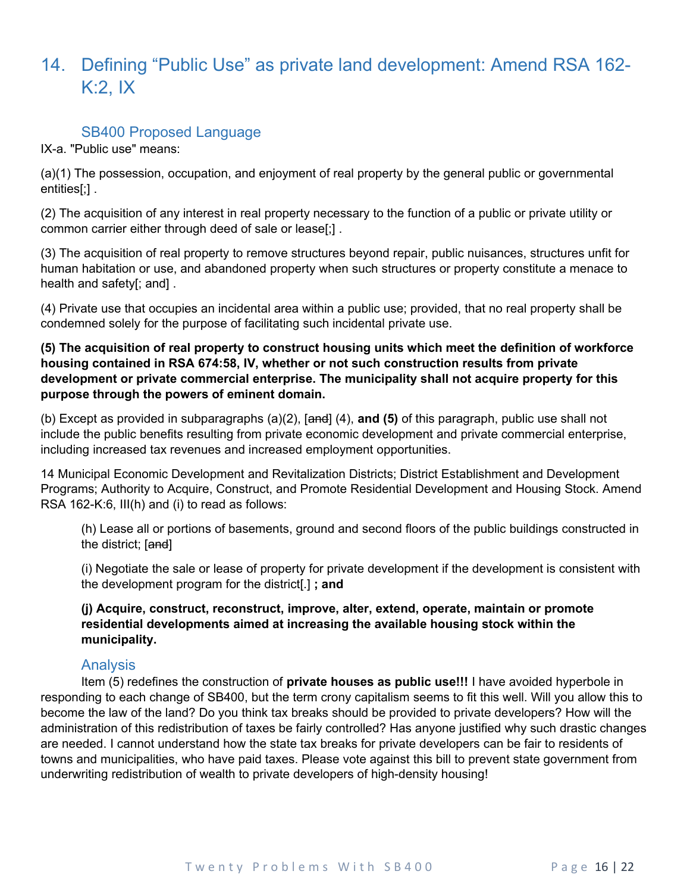## 14. Defining “Public Use” as private land development: Amend RSA 162-K:2, IX

### SB400 Proposed Language

IX-a. "Public use" means:

(a)(1) The possession, occupation, and enjoyment of real property by the general public or governmental entities[;] .

(2) The acquisition of any interest in real property necessary to the function of a public or private utility or common carrier either through deed of sale or lease[;] .

(3) The acquisition of real property to remove structures beyond repair, public nuisances, structures unfit for human habitation or use, and abandoned property when such structures or property constitute a menace to health and safety[; and] .

(4) Private use that occupies an incidental area within a public use; provided, that no real property shall be condemned solely for the purpose of facilitating such incidental private use.

**(5) The acquisition of real property to construct housing units which meet the definition of workforce housing contained in RSA 674:58, IV, whether or not such construction results from private development or private commercial enterprise. The municipality shall not acquire property for this purpose through the powers of eminent domain.**

(b) Except as provided in subparagraphs (a)(2), [~~and~~] (4), **and (5)** of this paragraph, public use shall not include the public benefits resulting from private economic development and private commercial enterprise, including increased tax revenues and increased employment opportunities.

14 Municipal Economic Development and Revitalization Districts; District Establishment and Development Programs; Authority to Acquire, Construct, and Promote Residential Development and Housing Stock. Amend RSA 162-K:6, III(h) and (i) to read as follows:

> (h) Lease all or portions of basements, ground and second floors of the public buildings constructed in the district; [~~and~~]
>
> (i) Negotiate the sale or lease of property for private development if the development is consistent with the development program for the district[.] **; and**
>
> **(j) Acquire, construct, reconstruct, improve, alter, extend, operate, maintain or promote residential developments aimed at increasing the available housing stock within the municipality.**

### Analysis

Item (5) redefines the construction of **private houses as public use!!!** I have avoided hyperbole in responding to each change of SB400, but the term crony capitalism seems to fit this well. Will you allow this to become the law of the land? Do you think tax breaks should be provided to private developers? How will the administration of this redistribution of taxes be fairly controlled? Has anyone justified why such drastic changes are needed. I cannot understand how the state tax breaks for private developers can be fair to residents of towns and municipalities, who have paid taxes. Please vote against this bill to prevent state government from underwriting redistribution of wealth to private developers of high-density housing!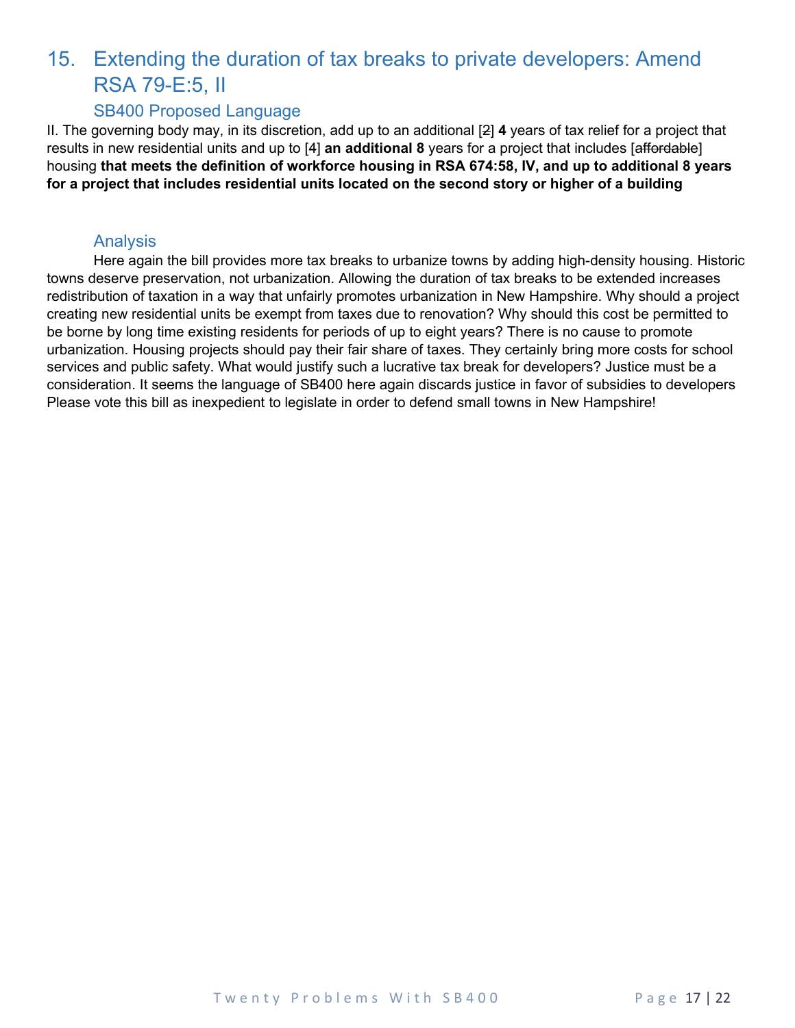## 15. Extending the duration of tax breaks to private developers: Amend RSA 79-E:5, II

### SB400 Proposed Language

II. The governing body may, in its discretion, add up to an additional [~~2~~] **4** years of tax relief for a project that results in new residential units and up to [4] **an additional 8** years for a project that includes [~~affordable~~] housing **that meets the definition of workforce housing in RSA 674:58, IV, and up to additional 8 years for a project that includes residential units located on the second story or higher of a building**

### Analysis

Here again the bill provides more tax breaks to urbanize towns by adding high-density housing. Historic towns deserve preservation, not urbanization. Allowing the duration of tax breaks to be extended increases redistribution of taxation in a way that unfairly promotes urbanization in New Hampshire. Why should a project creating new residential units be exempt from taxes due to renovation? Why should this cost be permitted to be borne by long time existing residents for periods of up to eight years? There is no cause to promote urbanization. Housing projects should pay their fair share of taxes. They certainly bring more costs for school services and public safety. What would justify such a lucrative tax break for developers? Justice must be a consideration. It seems the language of SB400 here again discards justice in favor of subsidies to developers Please vote this bill as inexpedient to legislate in order to defend small towns in New Hampshire!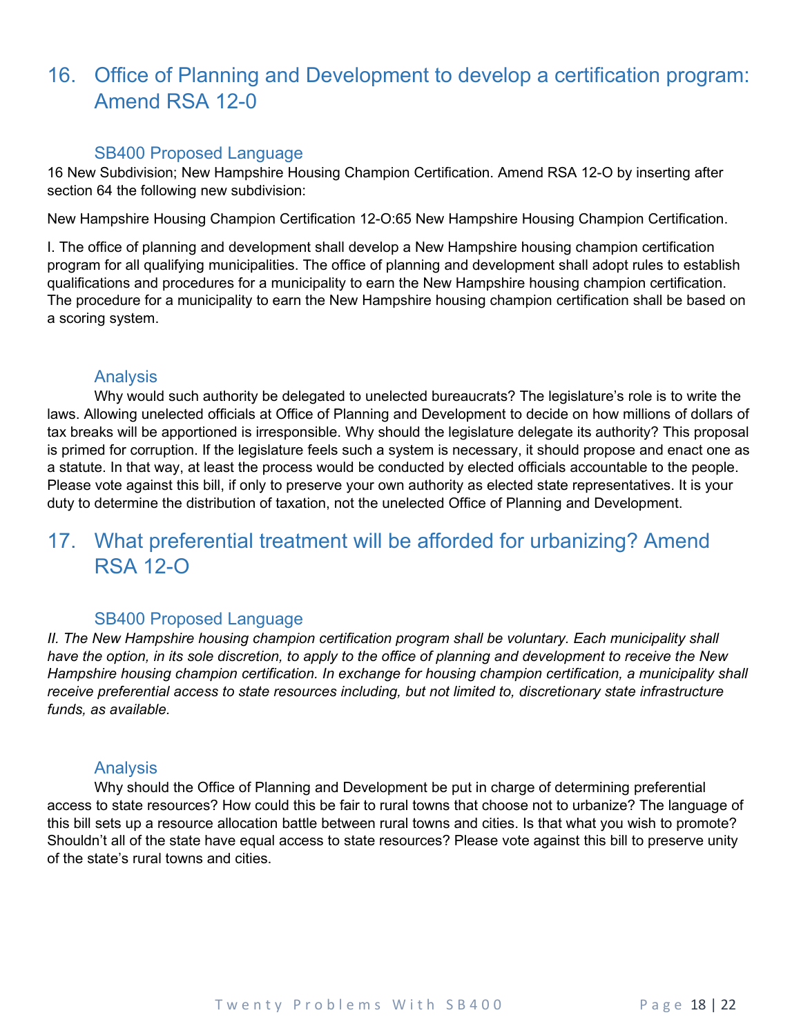## 16. Office of Planning and Development to develop a certification program: Amend RSA 12-0

### SB400 Proposed Language

16 New Subdivision; New Hampshire Housing Champion Certification. Amend RSA 12-O by inserting after section 64 the following new subdivision:

New Hampshire Housing Champion Certification 12-O:65 New Hampshire Housing Champion Certification.

I. The office of planning and development shall develop a New Hampshire housing champion certification program for all qualifying municipalities. The office of planning and development shall adopt rules to establish qualifications and procedures for a municipality to earn the New Hampshire housing champion certification. The procedure for a municipality to earn the New Hampshire housing champion certification shall be based on a scoring system.

### Analysis

Why would such authority be delegated to unelected bureaucrats? The legislature's role is to write the laws. Allowing unelected officials at Office of Planning and Development to decide on how millions of dollars of tax breaks will be apportioned is irresponsible. Why should the legislature delegate its authority? This proposal is primed for corruption. If the legislature feels such a system is necessary, it should propose and enact one as a statute. In that way, at least the process would be conducted by elected officials accountable to the people. Please vote against this bill, if only to preserve your own authority as elected state representatives. It is your duty to determine the distribution of taxation, not the unelected Office of Planning and Development.

## 17. What preferential treatment will be afforded for urbanizing? Amend RSA 12-O

### SB400 Proposed Language

*II. The New Hampshire housing champion certification program shall be voluntary. Each municipality shall have the option, in its sole discretion, to apply to the office of planning and development to receive the New Hampshire housing champion certification. In exchange for housing champion certification, a municipality shall receive preferential access to state resources including, but not limited to, discretionary state infrastructure funds, as available.*

### Analysis

Why should the Office of Planning and Development be put in charge of determining preferential access to state resources? How could this be fair to rural towns that choose not to urbanize? The language of this bill sets up a resource allocation battle between rural towns and cities. Is that what you wish to promote? Shouldn't all of the state have equal access to state resources? Please vote against this bill to preserve unity of the state's rural towns and cities.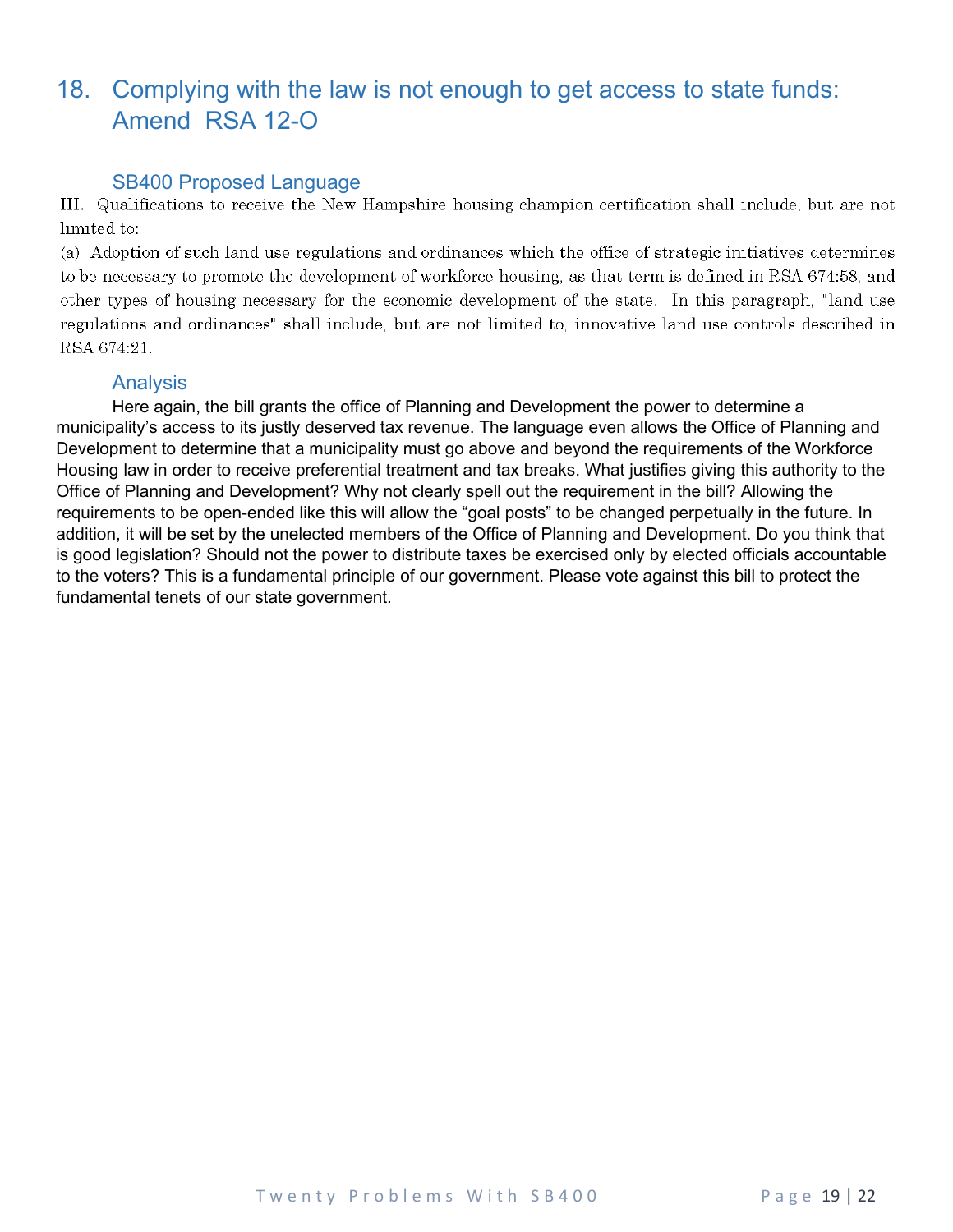## 18. Complying with the law is not enough to get access to state funds: Amend RSA 12-O

### SB400 Proposed Language

III. Qualifications to receive the New Hampshire housing champion certification shall include, but are not limited to:

(a) Adoption of such land use regulations and ordinances which the office of strategic initiatives determines to be necessary to promote the development of workforce housing, as that term is defined in RSA 674:58, and other types of housing necessary for the economic development of the state. In this paragraph, "land use regulations and ordinances" shall include, but are not limited to, innovative land use controls described in RSA 674:21.

### Analysis

Here again, the bill grants the office of Planning and Development the power to determine a municipality's access to its justly deserved tax revenue. The language even allows the Office of Planning and Development to determine that a municipality must go above and beyond the requirements of the Workforce Housing law in order to receive preferential treatment and tax breaks. What justifies giving this authority to the Office of Planning and Development? Why not clearly spell out the requirement in the bill? Allowing the requirements to be open-ended like this will allow the "goal posts" to be changed perpetually in the future. In addition, it will be set by the unelected members of the Office of Planning and Development. Do you think that is good legislation? Should not the power to distribute taxes be exercised only by elected officials accountable to the voters? This is a fundamental principle of our government. Please vote against this bill to protect the fundamental tenets of our state government.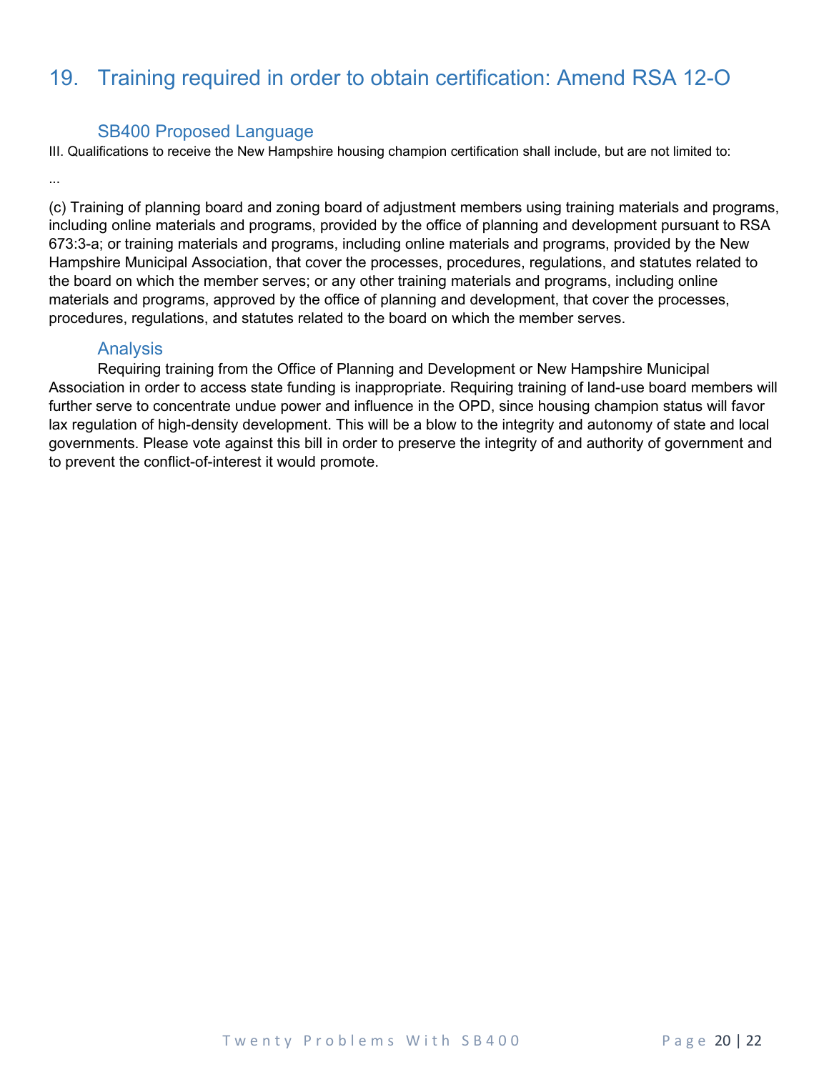# 19. Training required in order to obtain certification: Amend RSA 12-O

## SB400 Proposed Language

III. Qualifications to receive the New Hampshire housing champion certification shall include, but are not limited to:

...

(c) Training of planning board and zoning board of adjustment members using training materials and programs, including online materials and programs, provided by the office of planning and development pursuant to RSA 673:3-a; or training materials and programs, including online materials and programs, provided by the New Hampshire Municipal Association, that cover the processes, procedures, regulations, and statutes related to the board on which the member serves; or any other training materials and programs, including online materials and programs, approved by the office of planning and development, that cover the processes, procedures, regulations, and statutes related to the board on which the member serves.

## Analysis

Requiring training from the Office of Planning and Development or New Hampshire Municipal Association in order to access state funding is inappropriate. Requiring training of land-use board members will further serve to concentrate undue power and influence in the OPD, since housing champion status will favor lax regulation of high-density development. This will be a blow to the integrity and autonomy of state and local governments. Please vote against this bill in order to preserve the integrity of and authority of government and to prevent the conflict-of-interest it would promote.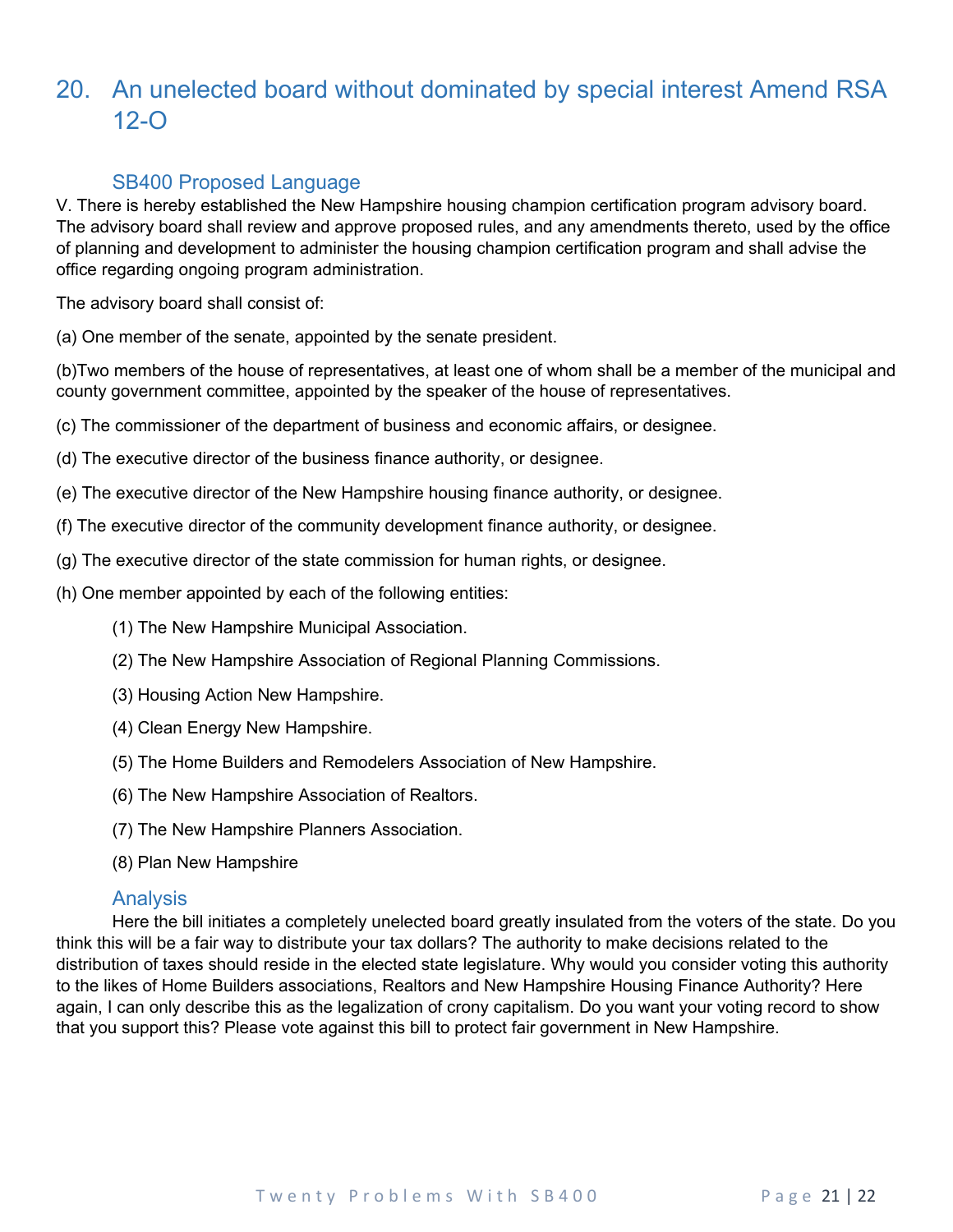## 20. An unelected board without dominated by special interest Amend RSA 12-O

### SB400 Proposed Language

V. There is hereby established the New Hampshire housing champion certification program advisory board. The advisory board shall review and approve proposed rules, and any amendments thereto, used by the office of planning and development to administer the housing champion certification program and shall advise the office regarding ongoing program administration.

The advisory board shall consist of:

(a) One member of the senate, appointed by the senate president.

(b)Two members of the house of representatives, at least one of whom shall be a member of the municipal and county government committee, appointed by the speaker of the house of representatives.

(c) The commissioner of the department of business and economic affairs, or designee.

(d) The executive director of the business finance authority, or designee.

(e) The executive director of the New Hampshire housing finance authority, or designee.

(f) The executive director of the community development finance authority, or designee.

(g) The executive director of the state commission for human rights, or designee.

(h) One member appointed by each of the following entities:

(1) The New Hampshire Municipal Association.

(2) The New Hampshire Association of Regional Planning Commissions.

(3) Housing Action New Hampshire.

(4) Clean Energy New Hampshire.

(5) The Home Builders and Remodelers Association of New Hampshire.

(6) The New Hampshire Association of Realtors.

(7) The New Hampshire Planners Association.

(8) Plan New Hampshire

### Analysis

Here the bill initiates a completely unelected board greatly insulated from the voters of the state. Do you think this will be a fair way to distribute your tax dollars? The authority to make decisions related to the distribution of taxes should reside in the elected state legislature. Why would you consider voting this authority to the likes of Home Builders associations, Realtors and New Hampshire Housing Finance Authority? Here again, I can only describe this as the legalization of crony capitalism. Do you want your voting record to show that you support this? Please vote against this bill to protect fair government in New Hampshire.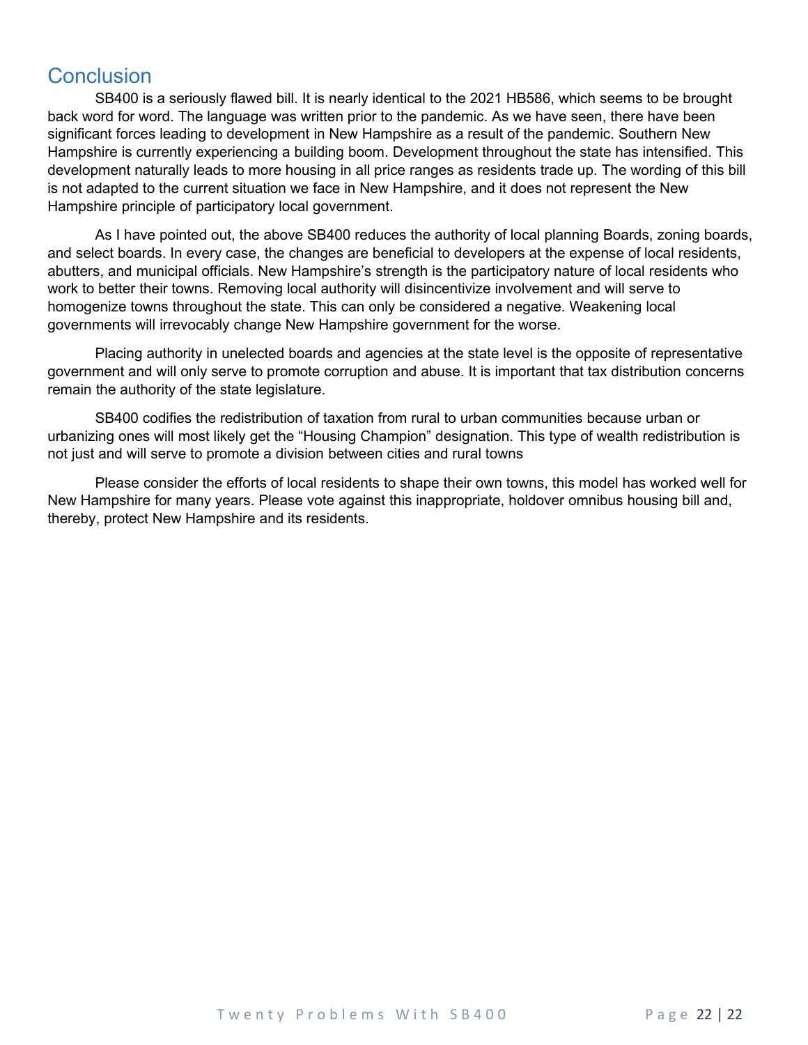## Conclusion

SB400 is a seriously flawed bill. It is nearly identical to the 2021 HB586, which seems to be brought back word for word. The language was written prior to the pandemic. As we have seen, there have been significant forces leading to development in New Hampshire as a result of the pandemic. Southern New Hampshire is currently experiencing a building boom. Development throughout the state has intensified. This development naturally leads to more housing in all price ranges as residents trade up. The wording of this bill is not adapted to the current situation we face in New Hampshire, and it does not represent the New Hampshire principle of participatory local government.

As I have pointed out, the above SB400 reduces the authority of local planning Boards, zoning boards, and select boards. In every case, the changes are beneficial to developers at the expense of local residents, abutters, and municipal officials. New Hampshire's strength is the participatory nature of local residents who work to better their towns. Removing local authority will disincentivize involvement and will serve to homogenize towns throughout the state. This can only be considered a negative. Weakening local governments will irrevocably change New Hampshire government for the worse.

Placing authority in unelected boards and agencies at the state level is the opposite of representative government and will only serve to promote corruption and abuse. It is important that tax distribution concerns remain the authority of the state legislature.

SB400 codifies the redistribution of taxation from rural to urban communities because urban or urbanizing ones will most likely get the "Housing Champion" designation. This type of wealth redistribution is not just and will serve to promote a division between cities and rural towns

Please consider the efforts of local residents to shape their own towns, this model has worked well for New Hampshire for many years. Please vote against this inappropriate, holdover omnibus housing bill and, thereby, protect New Hampshire and its residents.